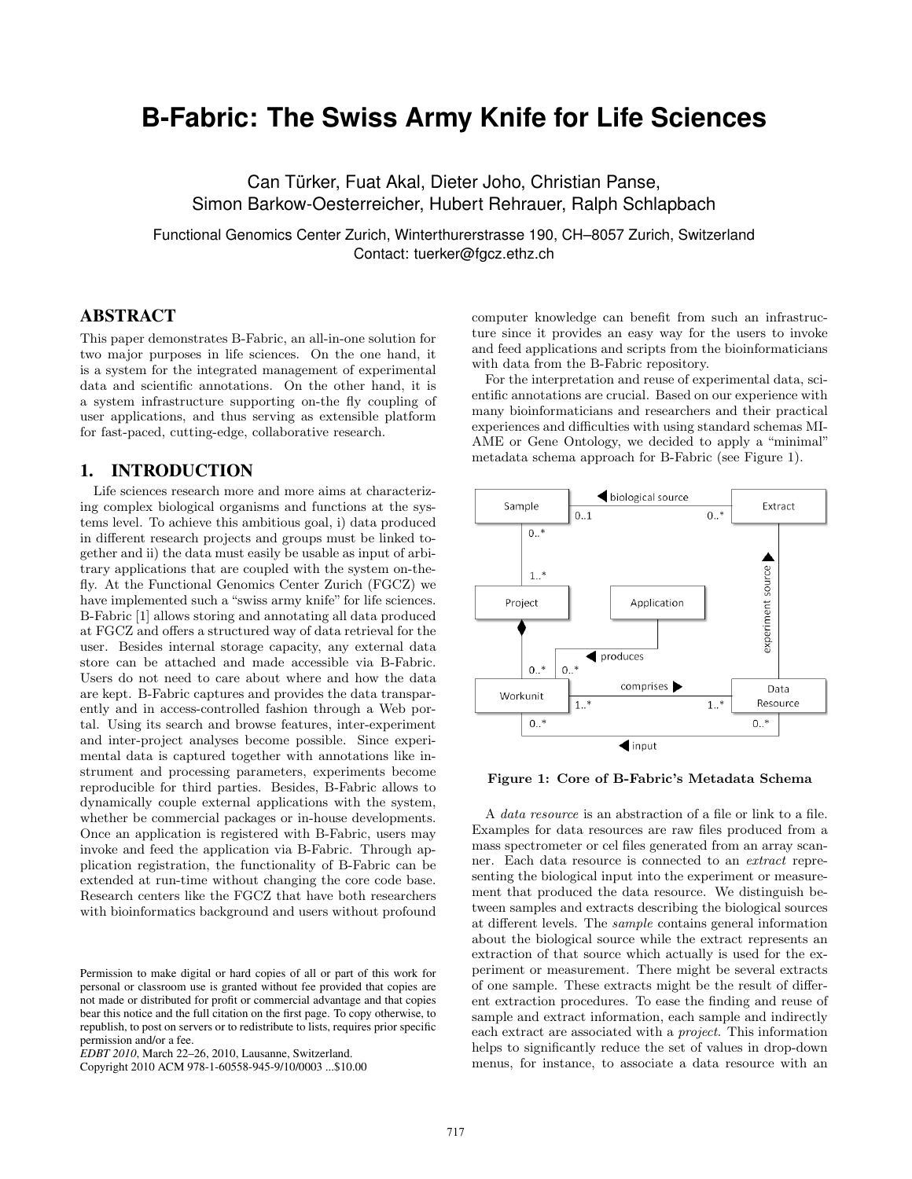# B-Fabric: The Swiss Army Knife for Life Sciences

Can Türker, Fuat Akal, Dieter Joho, Christian Panse, Simon Barkow-Oesterreicher, Hubert Rehrauer, Ralph Schlapbach

Functional Genomics Center Zurich, Winterthurerstrasse 190, CH–8057 Zurich, Switzerland
Contact: tuerker@fgcz.ethz.ch

## ABSTRACT

This paper demonstrates B-Fabric, an all-in-one solution for two major purposes in life sciences. On the one hand, it is a system for the integrated management of experimental data and scientific annotations. On the other hand, it is a system infrastructure supporting on-the fly coupling of user applications, and thus serving as extensible platform for fast-paced, cutting-edge, collaborative research.

## 1. INTRODUCTION

Life sciences research more and more aims at characterizing complex biological organisms and functions at the systems level. To achieve this ambitious goal, i) data produced in different research projects and groups must be linked together and ii) the data must easily be usable as input of arbitrary applications that are coupled with the system on-the-fly. At the Functional Genomics Center Zurich (FGCZ) we have implemented such a "swiss army knife" for life sciences. B-Fabric [1] allows storing and annotating all data produced at FGCZ and offers a structured way of data retrieval for the user. Besides internal storage capacity, any external data store can be attached and made accessible via B-Fabric. Users do not need to care about where and how the data are kept. B-Fabric captures and provides the data transparently and in access-controlled fashion through a Web portal. Using its search and browse features, inter-experiment and inter-project analyses become possible. Since experimental data is captured together with annotations like instrument and processing parameters, experiments become reproducible for third parties. Besides, B-Fabric allows to dynamically couple external applications with the system, whether be commercial packages or in-house developments. Once an application is registered with B-Fabric, users may invoke and feed the application via B-Fabric. Through application registration, the functionality of B-Fabric can be extended at run-time without changing the core code base. Research centers like the FGCZ that have both researchers with bioinformatics background and users without profound computer knowledge can benefit from such an infrastructure since it provides an easy way for the users to invoke and feed applications and scripts from the bioinformaticians with data from the B-Fabric repository.

For the interpretation and reuse of experimental data, scientific annotations are crucial. Based on our experience with many bioinformaticians and researchers and their practical experiences and difficulties with using standard schemas MIAME or Gene Ontology, we decided to apply a "minimal" metadata schema approach for B-Fabric (see Figure 1).

Figure 1: Core of B-Fabric's Metadata Schema

A *data resource* is an abstraction of a file or link to a file. Examples for data resources are raw files produced from a mass spectrometer or cel files generated from an array scanner. Each data resource is connected to an *extract* representing the biological input into the experiment or measurement that produced the data resource. We distinguish between samples and extracts describing the biological sources at different levels. The *sample* contains general information about the biological source while the extract represents an extraction of that source which actually is used for the experiment or measurement. There might be several extracts of one sample. These extracts might be the result of different extraction procedures. To ease the finding and reuse of sample and extract information, each sample and indirectly each extract are associated with a *project*. This information helps to significantly reduce the set of values in drop-down menus, for instance, to associate a data resource with an

Permission to make digital or hard copies of all or part of this work for personal or classroom use is granted without fee provided that copies are not made or distributed for profit or commercial advantage and that copies bear this notice and the full citation on the first page. To copy otherwise, to republish, to post on servers or to redistribute to lists, requires prior specific permission and/or a fee.
*EDBT 2010*, March 22–26, 2010, Lausanne, Switzerland.
Copyright 2010 ACM 978-1-60558-945-9/10/0003 ...$10.00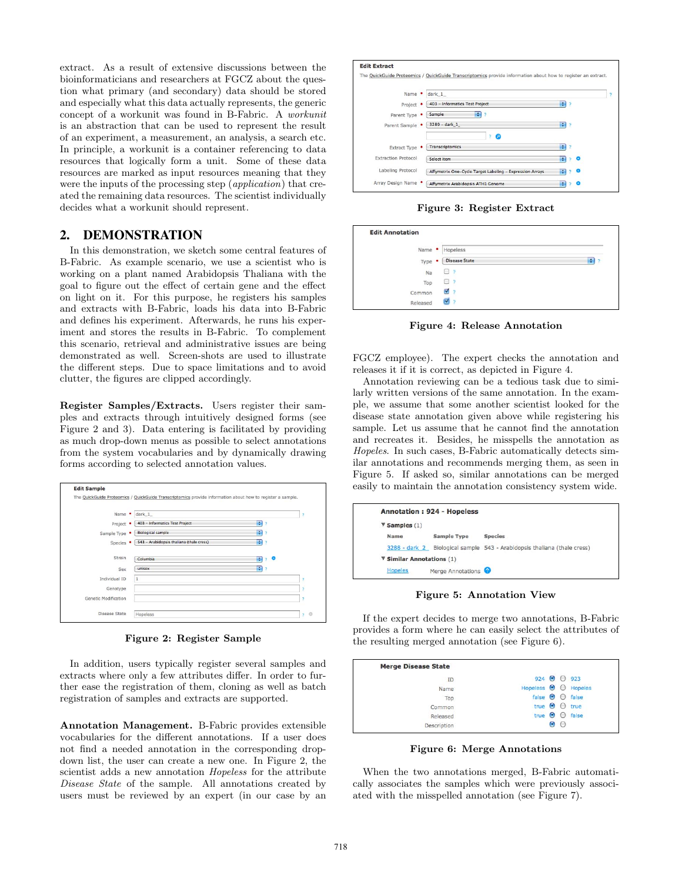extract. As a result of extensive discussions between the bioinformaticians and researchers at FGCZ about the question what primary (and secondary) data should be stored and especially what this data actually represents, the generic concept of a workunit was found in B-Fabric. A *workunit* is an abstraction that can be used to represent the result of an experiment, a measurement, an analysis, a search etc. In principle, a workunit is a container referencing to data resources that logically form a unit. Some of these data resources are marked as input resources meaning that they were the inputs of the processing step (*application*) that created the remaining data resources. The scientist individually decides what a workunit should represent.

## 2. DEMONSTRATION

In this demonstration, we sketch some central features of B-Fabric. As example scenario, we use a scientist who is working on a plant named Arabidopsis Thaliana with the goal to figure out the effect of certain gene and the effect on light on it. For this purpose, he registers his samples and extracts with B-Fabric, loads his data into B-Fabric and defines his experiment. Afterwards, he runs his experiment and stores the results in B-Fabric. To complement this scenario, retrieval and administrative issues are being demonstrated as well. Screen-shots are used to illustrate the different steps. Due to space limitations and to avoid clutter, the figures are clipped accordingly.

**Register Samples/Extracts.** Users register their samples and extracts through intuitively designed forms (see Figure 2 and 3). Data entering is facilitated by providing as much drop-down menus as possible to select annotations from the system vocabularies and by dynamically drawing forms according to selected annotation values.

Figure 2: Register Sample

In addition, users typically register several samples and extracts where only a few attributes differ. In order to further ease the registration of them, cloning as well as batch registration of samples and extracts are supported.

**Annotation Management.** B-Fabric provides extensible vocabularies for the different annotations. If a user does not find a needed annotation in the corresponding drop-down list, the user can create a new one. In Figure 2, the scientist adds a new annotation *Hopeless* for the attribute *Disease State* of the sample. All annotations created by users must be reviewed by an expert (in our case by an FGCZ employee). The expert checks the annotation and releases it if it is correct, as depicted in Figure 4.

Figure 3: Register Extract

Figure 4: Release Annotation

Annotation reviewing can be a tedious task due to similarly written versions of the same annotation. In the example, we assume that some another scientist looked for the disease state annotation given above while registering his sample. Let us assume that he cannot find the annotation and recreates it. Besides, he misspells the annotation as *Hopeles*. In such cases, B-Fabric automatically detects similar annotations and recommends merging them, as seen in Figure 5. If asked so, similar annotations can be merged easily to maintain the annotation consistency system wide.

Figure 5: Annotation View

If the expert decides to merge two annotations, B-Fabric provides a form where he can easily select the attributes of the resulting merged annotation (see Figure 6).

Figure 6: Merge Annotations

When the two annotations merged, B-Fabric automatically associates the samples which were previously associated with the misspelled annotation (see Figure 7).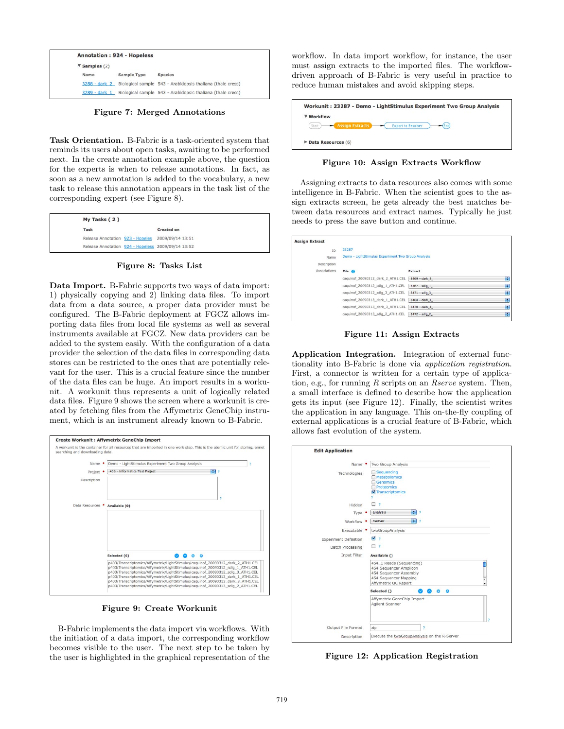Figure 7: Merged Annotations

**Task Orientation.** B-Fabric is a task-oriented system that reminds its users about open tasks, awaiting to be performed next. In the create annotation example above, the question for the experts is when to release annotations. In fact, as soon as a new annotation is added to the vocabulary, a new task to release this annotation appears in the task list of the corresponding expert (see Figure 8).

Figure 8: Tasks List

**Data Import.** B-Fabric supports two ways of data import: 1) physically copying and 2) linking data files. To import data from a data source, a proper data provider must be configured. The B-Fabric deployment at FGCZ allows importing data files from local file systems as well as several instruments available at FGCZ. New data providers can be added to the system easily. With the configuration of a data provider the selection of the data files in corresponding data stores can be restricted to the ones that are potentially relevant for the user. This is a crucial feature since the number of the data files can be huge. An import results in a workunit. A workunit thus represents a unit of logically related data files. Figure 9 shows the screen where a workunit is created by fetching files from the Affymetrix GeneChip instrument, which is an instrument already known to B-Fabric.

Figure 9: Create Workunit

B-Fabric implements the data import via workflows. With the initiation of a data import, the corresponding workflow becomes visible to the user. The next step to be taken by the user is highlighted in the graphical representation of the workflow. In data import workflow, for instance, the user must assign extracts to the imported files. The workflow-driven approach of B-Fabric is very useful in practice to reduce human mistakes and avoid skipping steps.

Figure 10: Assign Extracts Workflow

Assigning extracts to data resources also comes with some intelligence in B-Fabric. When the scientist goes to the assign extracts screen, he gets already the best matches between data resources and extract names. Typically he just needs to press the save button and continue.

Figure 11: Assign Extracts

**Application Integration.** Integration of external functionality into B-Fabric is done via *application registration*. First, a connector is written for a certain type of application, e.g., for running *R* scripts on an *Rserve* system. Then, a small interface is defined to describe how the application gets its input (see Figure 12). Finally, the scientist writes the application in any language. This on-the-fly coupling of external applications is a crucial feature of B-Fabric, which allows fast evolution of the system.

Figure 12: Application Registration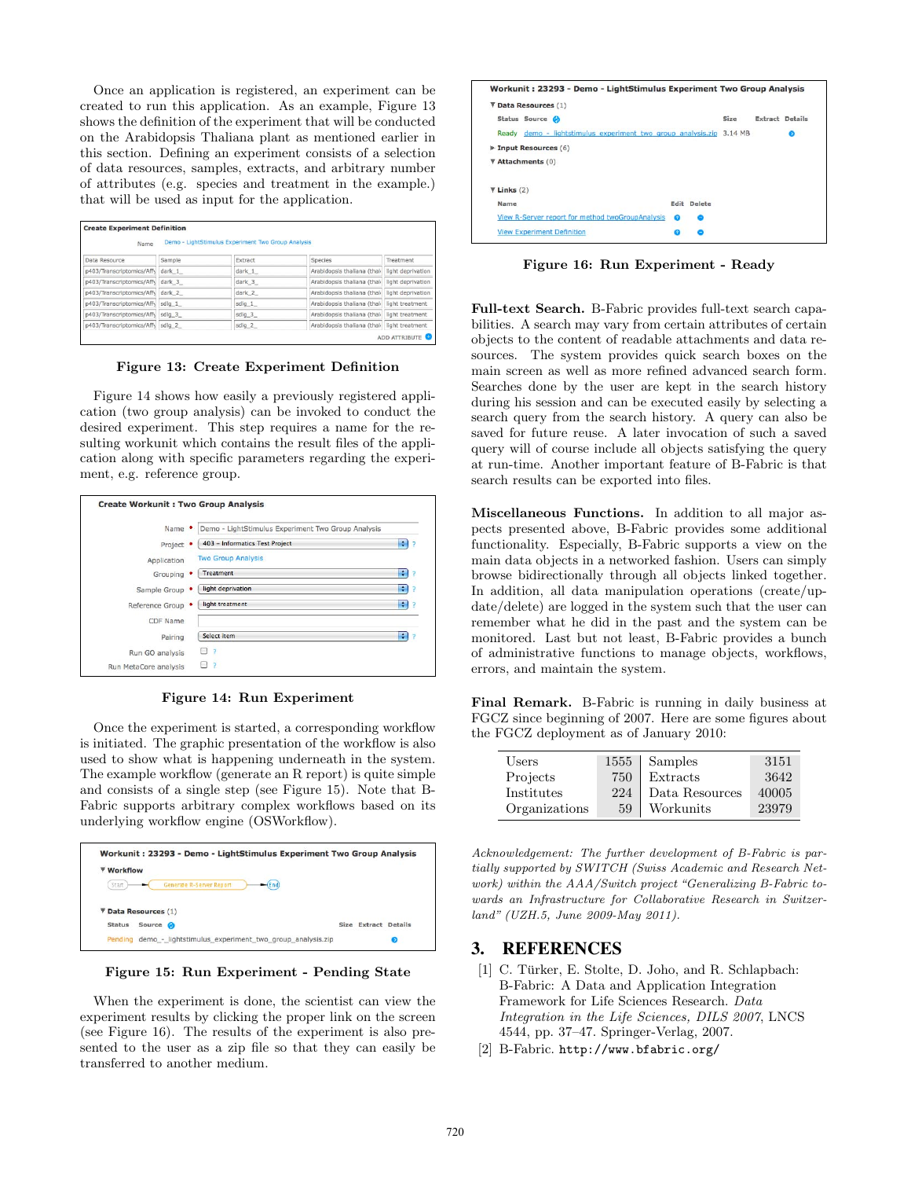Once an application is registered, an experiment can be created to run this application. As an example, Figure 13 shows the definition of the experiment that will be conducted on the Arabidopsis Thaliana plant as mentioned earlier in this section. Defining an experiment consists of a selection of data resources, samples, extracts, and arbitrary number of attributes (e.g. species and treatment in the example.) that will be used as input for the application.

**Create Experiment Definition**

Name: Demo - LightStimulus Experiment Two Group Analysis

| Data Resource | Sample | Extract | Species | Treatment |
|---|---|---|---|---|
| p403/Transcriptomics/Affy | dark_1_ | dark_1_ | Arabidopsis thaliana (thal | light deprivation |
| p403/Transcriptomics/Affy | dark_3_ | dark_3_ | Arabidopsis thaliana (thal | light deprivation |
| p403/Transcriptomics/Affy | dark_2_ | dark_2_ | Arabidopsis thaliana (thal | light deprivation |
| p403/Transcriptomics/Affy | sdlg_1_ | sdlg_1_ | Arabidopsis thaliana (thal | light treatment |
| p403/Transcriptomics/Affy | sdlg_3_ | sdlg_3_ | Arabidopsis thaliana (thal | light treatment |
| p403/Transcriptomics/Affy | sdlg_2_ | sdlg_2_ | Arabidopsis thaliana (thal | light treatment |

ADD ATTRIBUTE

**Figure 13: Create Experiment Definition**

Figure 14 shows how easily a previously registered application (two group analysis) can be invoked to conduct the desired experiment. This step requires a name for the resulting workunit which contains the result files of the application along with specific parameters regarding the experiment, e.g. reference group.

**Create Workunit : Two Group Analysis**

| | |
|---|---|
| Name * | Demo - LightStimulus Experiment Two Group Analysis |
| Project * | 403 – Informatics Test Project |
| Application | Two Group Analysis |
| Grouping * | Treatment |
| Sample Group * | light deprivation |
| Reference Group * | light treatment |
| CDF Name | |
| Pairing | Select item |
| Run GO analysis | |
| Run MetaCore analysis | |

**Figure 14: Run Experiment**

Once the experiment is started, a corresponding workflow is initiated. The graphic presentation of the workflow is also used to show what is happening underneath in the system. The example workflow (generate an R report) is quite simple and consists of a single step (see Figure 15). Note that B-Fabric supports arbitrary complex workflows based on its underlying workflow engine (OSWorkflow).

**Workunit : 23293 - Demo - LightStimulus Experiment Two Group Analysis**

Workflow

Start → Generate R-Server Report → End

Data Resources (1)

| Status | Source | Size | Extract | Details |
|---|---|---|---|---|
| Pending | demo_-_lightstimulus_experiment_two_group_analysis.zip | | | |

**Figure 15: Run Experiment - Pending State**

When the experiment is done, the scientist can view the experiment results by clicking the proper link on the screen (see Figure 16). The results of the experiment is also presented to the user as a zip file so that they can easily be transferred to another medium.

**Workunit : 23293 - Demo - LightStimulus Experiment Two Group Analysis**

Data Resources (1)

| Status | Source | Size | Extract | Details |
|---|---|---|---|---|
| Ready | demo_-_lightstimulus_experiment_two_group_analysis.zip | 3.14 MB | | |

Input Resources (6)

Attachments (0)

Links (2)

| Name | Edit | Delete |
|---|---|---|
| View R-Server report for method twoGroupAnalysis | | |
| View Experiment Definition | | |

**Figure 16: Run Experiment - Ready**

**Full-text Search.** B-Fabric provides full-text search capabilities. A search may vary from certain attributes of certain objects to the content of readable attachments and data resources. The system provides quick search boxes on the main screen as well as more refined advanced search form. Searches done by the user are kept in the search history during his session and can be executed easily by selecting a search query from the search history. A query can also be saved for future reuse. A later invocation of such a saved query will of course include all objects satisfying the query at run-time. Another important feature of B-Fabric is that search results can be exported into files.

**Miscellaneous Functions.** In addition to all major aspects presented above, B-Fabric provides some additional functionality. Especially, B-Fabric supports a view on the main data objects in a networked fashion. Users can simply browse bidirectionally through all objects linked together. In addition, all data manipulation operations (create/update/delete) are logged in the system such that the user can remember what he did in the past and the system can be monitored. Last but not least, B-Fabric provides a bunch of administrative functions to manage objects, workflows, errors, and maintain the system.

**Final Remark.** B-Fabric is running in daily business at FGCZ since beginning of 2007. Here are some figures about the FGCZ deployment as of January 2010:

| | | | |
|---|---|---|---|
| Users | 1555 | Samples | 3151 |
| Projects | 750 | Extracts | 3642 |
| Institutes | 224 | Data Resources | 40005 |
| Organizations | 59 | Workunits | 23979 |

*Acknowledgement: The further development of B-Fabric is partially supported by SWITCH (Swiss Academic and Research Network) within the AAA/Switch project "Generalizing B-Fabric towards an Infrastructure for Collaborative Research in Switzerland" (UZH.5, June 2009-May 2011).*

# 3. REFERENCES

[1] C. Türker, E. Stolte, D. Joho, and R. Schlapbach: B-Fabric: A Data and Application Integration Framework for Life Sciences Research. *Data Integration in the Life Sciences, DILS 2007*, LNCS 4544, pp. 37–47. Springer-Verlag, 2007.

[2] B-Fabric. `http://www.bfabric.org/`